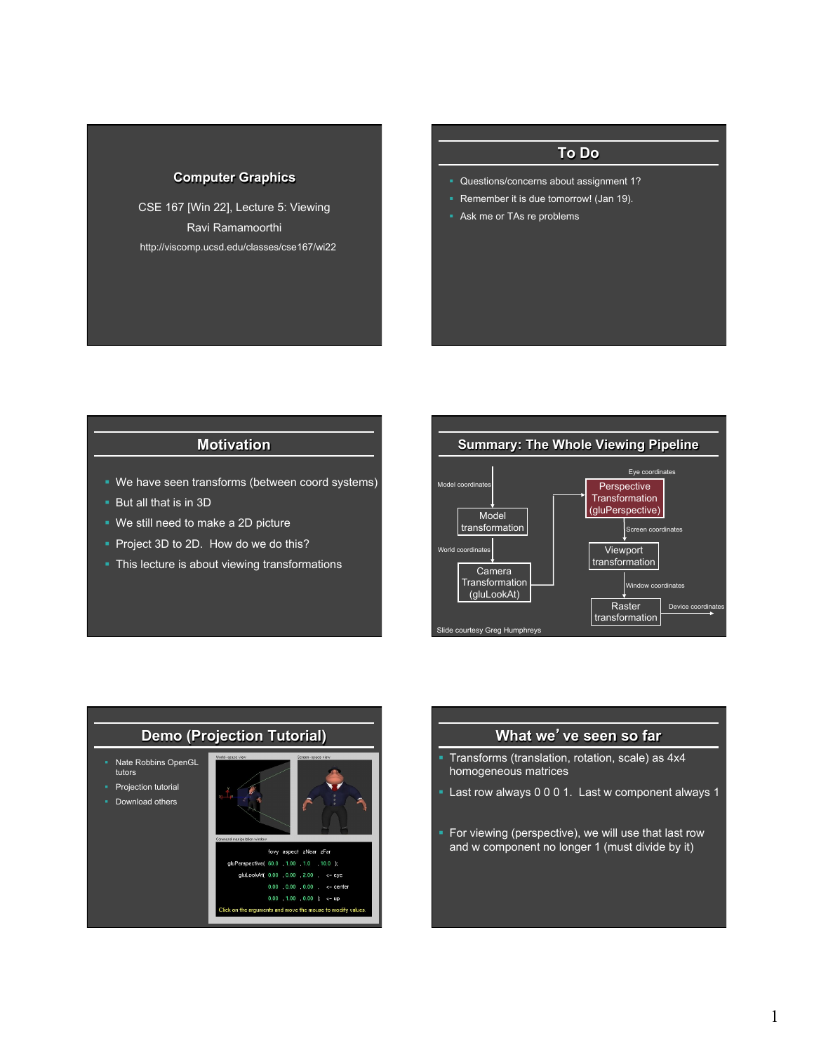## Computer Graphics

CSE 167 [Win 22], Lecture 5: Viewing

Ravi Ramamoorthi

http://viscomp.ucsd.edu/classes/cse167/wi22

## To Do

- Questions/concerns about assignment 1?
- Remember it is due tomorrow! (Jan 19).
- Ask me or TAs re problems

## Motivation

- We have seen transforms (between coord systems)
- But all that is in 3D
- We still need to make a 2D picture
- Project 3D to 2D. How do we do this?
- This lecture is about viewing transformations

## Summary: The Whole Viewing Pipeline

Model coordinates → Model transformation → World coordinates → Camera Transformation (gluLookAt) → Eye coordinates → Perspective Transformation (gluPerspective) → Screen coordinates → Viewport transformation → Window coordinates → Raster transformation → Device coordinates

Slide courtesy Greg Humphreys

## Demo (Projection Tutorial)

- Nate Robbins OpenGL tutors
- Projection tutorial
- Download others

World-space view | Screen-space view

Command manipulation window

```
              fovy   aspect  zNear  zFar
gluPerspective( 60.0 , 1.00 , 1.0 , 10.0 );
    gluLookAt( 0.00 , 0.00 , 2.00 ,  <- eye
               0.00 , 0.00 , 0.00 ,  <- center
               0.00 , 1.00 , 0.00 ); <- up
```

Click on the arguments and move the mouse to modify values.

## What we've seen so far

- Transforms (translation, rotation, scale) as 4x4 homogeneous matrices
- Last row always 0 0 0 1. Last w component always 1
- For viewing (perspective), we will use that last row and w component no longer 1 (must divide by it)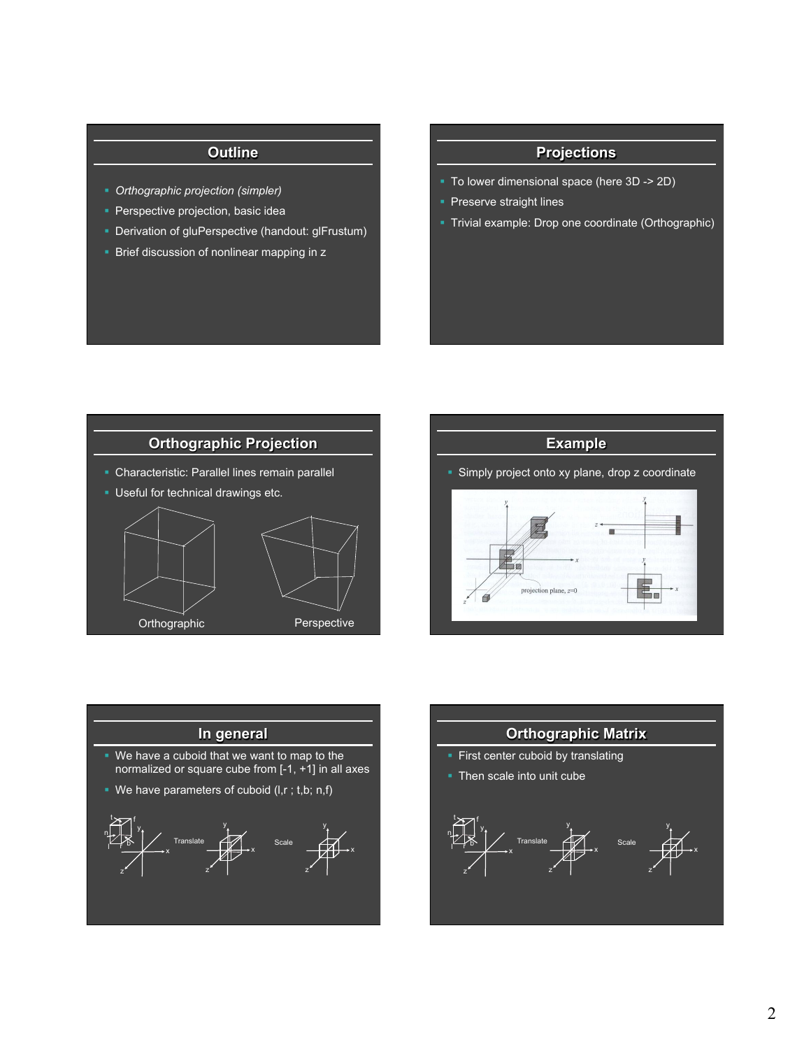## Outline

- *Orthographic projection (simpler)*
- Perspective projection, basic idea
- Derivation of gluPerspective (handout: glFrustum)
- Brief discussion of nonlinear mapping in z

## Projections

- To lower dimensional space (here 3D -> 2D)
- Preserve straight lines
- Trivial example: Drop one coordinate (Orthographic)

## Orthographic Projection

- Characteristic: Parallel lines remain parallel
- Useful for technical drawings etc.

Orthographic

Perspective

## Example

- Simply project onto xy plane, drop z coordinate

projection plane, z=0

## In general

- We have a cuboid that we want to map to the normalized or square cube from [-1, +1] in all axes
- We have parameters of cuboid (l,r ; t,b; n,f)

Translate

Scale

## Orthographic Matrix

- First center cuboid by translating
- Then scale into unit cube

Translate

Scale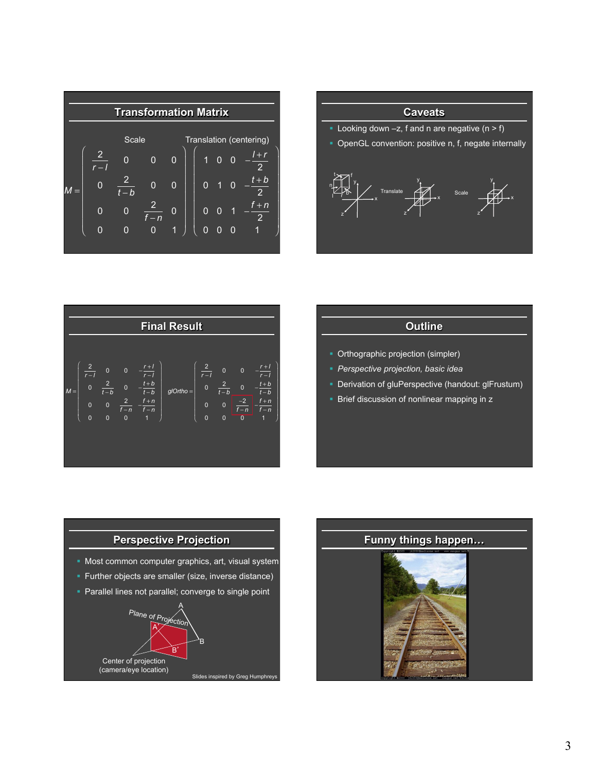## Transformation Matrix

Scale — Translation (centering)

$$M = \begin{pmatrix} \frac{2}{r-l} & 0 & 0 & 0 \\ 0 & \frac{2}{t-b} & 0 & 0 \\ 0 & 0 & \frac{2}{f-n} & 0 \\ 0 & 0 & 0 & 1 \end{pmatrix} \begin{pmatrix} 1 & 0 & 0 & -\frac{l+r}{2} \\ 0 & 1 & 0 & -\frac{t+b}{2} \\ 0 & 0 & 1 & -\frac{f+n}{2} \\ 0 & 0 & 0 & 1 \end{pmatrix}$$

## Caveats

- Looking down –z, f and n are negative (n > f)
- OpenGL convention: positive n, f, negate internally

Translate → Scale

## Final Result

$$M = \begin{pmatrix} \frac{2}{r-l} & 0 & 0 & -\frac{r+l}{r-l} \\ 0 & \frac{2}{t-b} & 0 & -\frac{t+b}{t-b} \\ 0 & 0 & \frac{2}{f-n} & -\frac{f+n}{f-n} \\ 0 & 0 & 0 & 1 \end{pmatrix} \qquad glOrtho = \begin{pmatrix} \frac{2}{r-l} & 0 & 0 & -\frac{r+l}{r-l} \\ 0 & \frac{2}{t-b} & 0 & -\frac{t+b}{t-b} \\ 0 & 0 & \frac{-2}{f-n} & -\frac{f+n}{f-n} \\ 0 & 0 & 0 & 1 \end{pmatrix}$$

## Outline

- Orthographic projection (simpler)
- *Perspective projection, basic idea*
- Derivation of gluPerspective (handout: glFrustum)
- Brief discussion of nonlinear mapping in z

## Perspective Projection

- Most common computer graphics, art, visual system
- Further objects are smaller (size, inverse distance)
- Parallel lines not parallel; converge to single point

Plane of Projection — A, A', B, B' — Center of projection (camera/eye location)

Slides inspired by Greg Humphreys

## Funny things happen…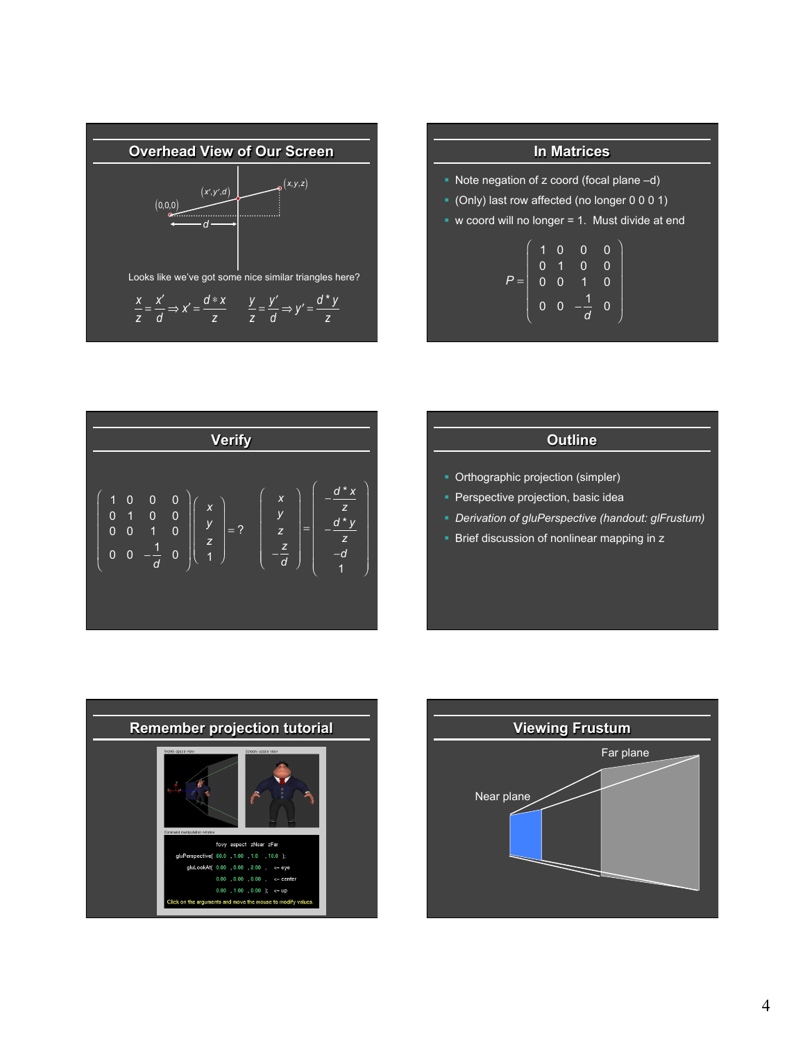## Overhead View of Our Screen

$(x', y', d)$ $(x,y,z)$ $(0,0,0)$ $d$

Looks like we've got some nice similar triangles here?

$$\frac{x}{z} = \frac{x'}{d} \Rightarrow x' = \frac{d * x}{z} \qquad \frac{y}{z} = \frac{y'}{d} \Rightarrow y' = \frac{d * y}{z}$$

## In Matrices

- Note negation of z coord (focal plane –d)
- (Only) last row affected (no longer 0 0 0 1)
- w coord will no longer = 1. Must divide at end

$$P = \begin{pmatrix} 1 & 0 & 0 & 0 \\ 0 & 1 & 0 & 0 \\ 0 & 0 & 1 & 0 \\ 0 & 0 & -\frac{1}{d} & 0 \end{pmatrix}$$

## Verify

$$\begin{pmatrix} 1 & 0 & 0 & 0 \\ 0 & 1 & 0 & 0 \\ 0 & 0 & 1 & 0 \\ 0 & 0 & -\frac{1}{d} & 0 \end{pmatrix} \begin{pmatrix} x \\ y \\ z \\ 1 \end{pmatrix} = ? \begin{pmatrix} x \\ y \\ z \\ -\frac{z}{d} \end{pmatrix} = \begin{pmatrix} -\frac{d * x}{z} \\ -\frac{d * y}{z} \\ -d \\ 1 \end{pmatrix}$$

## Outline

- Orthographic projection (simpler)
- Perspective projection, basic idea
- *Derivation of gluPerspective (handout: glFrustum)*
- Brief discussion of nonlinear mapping in z

## Remember projection tutorial

## Viewing Frustum

Far plane

Near plane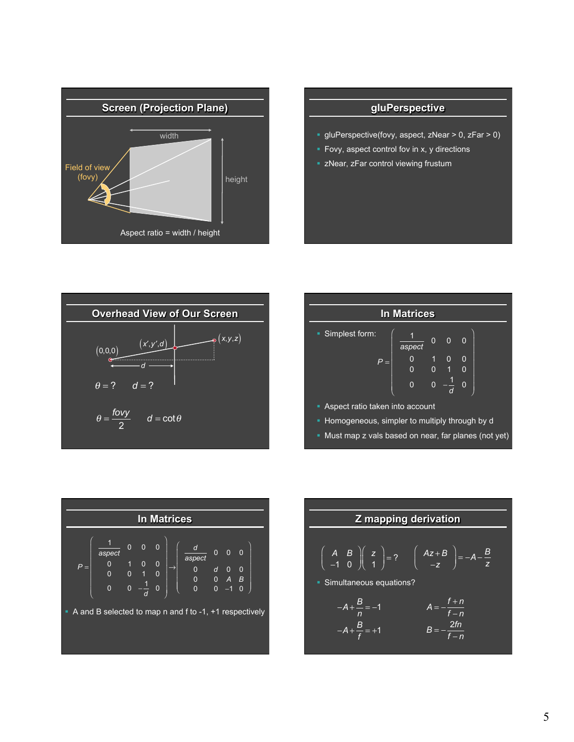## Screen (Projection Plane)

width

Field of view (fovy)

height

Aspect ratio = width / height

## gluPerspective

- gluPerspective(fovy, aspect, zNear > 0, zFar > 0)
- Fovy, aspect control fov in x, y directions
- zNear, zFar control viewing frustum

## Overhead View of Our Screen

$(0,0,0)$ $(x',y',d)$ $(x,y,z)$

$d$

$\theta = ?$ $\quad d = ?$

$\theta = \dfrac{fovy}{2}$ $\quad d = \cot\theta$

## In Matrices

- Simplest form:

$$P = \begin{pmatrix} \frac{1}{aspect} & 0 & 0 & 0 \\ 0 & 1 & 0 & 0 \\ 0 & 0 & 1 & 0 \\ 0 & 0 & -\frac{1}{d} & 0 \end{pmatrix}$$

- Aspect ratio taken into account
- Homogeneous, simpler to multiply through by d
- Must map z vals based on near, far planes (not yet)

## In Matrices

$$P = \begin{pmatrix} \frac{1}{aspect} & 0 & 0 & 0 \\ 0 & 1 & 0 & 0 \\ 0 & 0 & 1 & 0 \\ 0 & 0 & -\frac{1}{d} & 0 \end{pmatrix} \rightarrow \begin{pmatrix} \frac{d}{aspect} & 0 & 0 & 0 \\ 0 & d & 0 & 0 \\ 0 & 0 & A & B \\ 0 & 0 & -1 & 0 \end{pmatrix}$$

- A and B selected to map n and f to -1, +1 respectively

## Z mapping derivation

$$\begin{pmatrix} A & B \\ -1 & 0 \end{pmatrix} \begin{pmatrix} z \\ 1 \end{pmatrix} = ? \qquad \begin{pmatrix} Az+B \\ -z \end{pmatrix} = -A - \frac{B}{z}$$

- Simultaneous equations?

$$-A + \frac{B}{n} = -1 \qquad A = -\frac{f+n}{f-n}$$

$$-A + \frac{B}{f} = +1 \qquad B = -\frac{2fn}{f-n}$$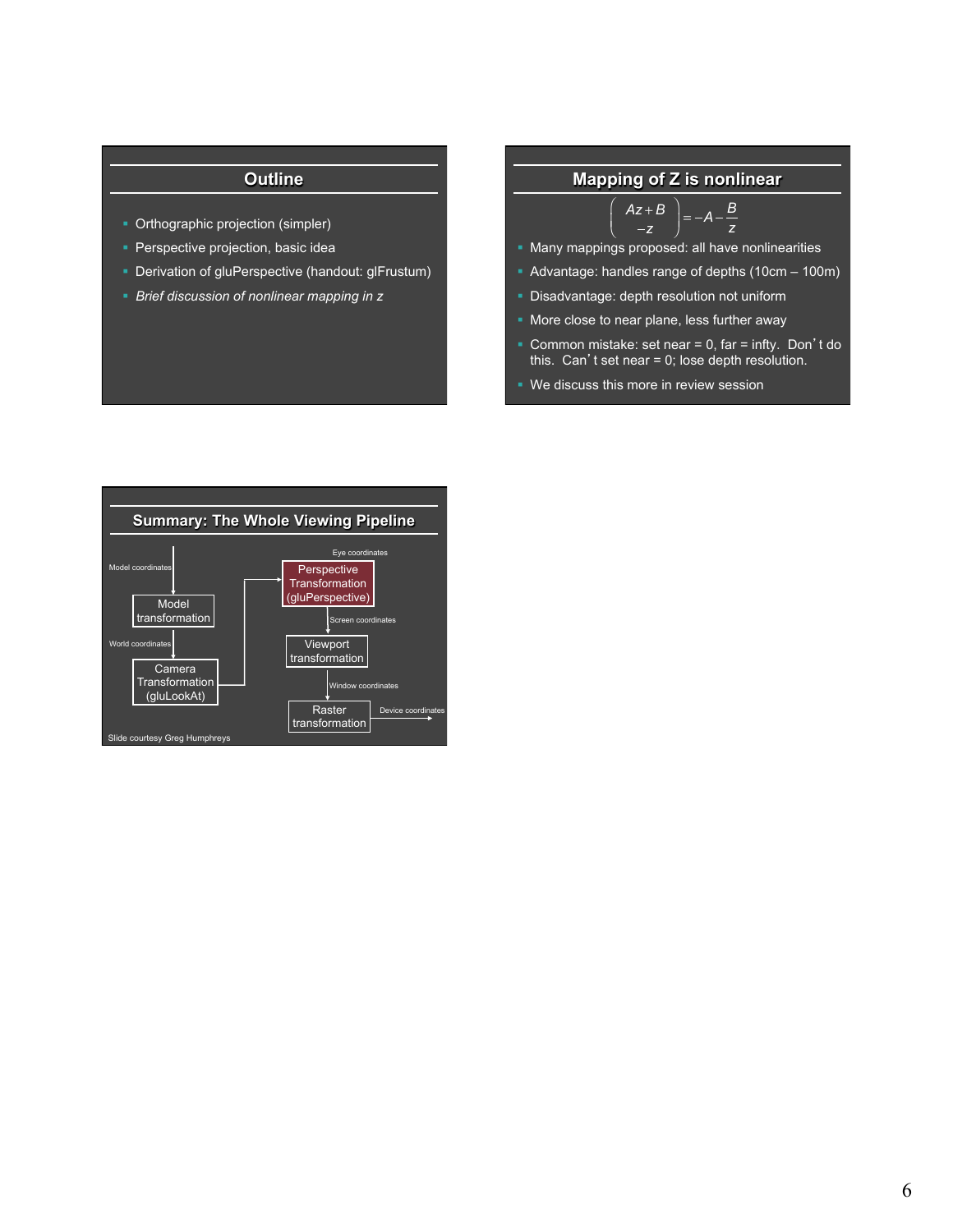## Outline

- Orthographic projection (simpler)
- Perspective projection, basic idea
- Derivation of gluPerspective (handout: glFrustum)
- *Brief discussion of nonlinear mapping in z*

## Mapping of Z is nonlinear

$$\left(\frac{Az+B}{-z}\right) = -A - \frac{B}{z}$$

- Many mappings proposed: all have nonlinearities
- Advantage: handles range of depths (10cm – 100m)
- Disadvantage: depth resolution not uniform
- More close to near plane, less further away
- Common mistake: set near = 0, far = infty. Don't do this. Can't set near = 0; lose depth resolution.
- We discuss this more in review session

## Summary: The Whole Viewing Pipeline

Model coordinates

Model transformation

World coordinates

Camera Transformation (gluLookAt)

Eye coordinates

Perspective Transformation (gluPerspective)

Screen coordinates

Viewport transformation

Window coordinates

Raster transformation

Device coordinates

Slide courtesy Greg Humphreys